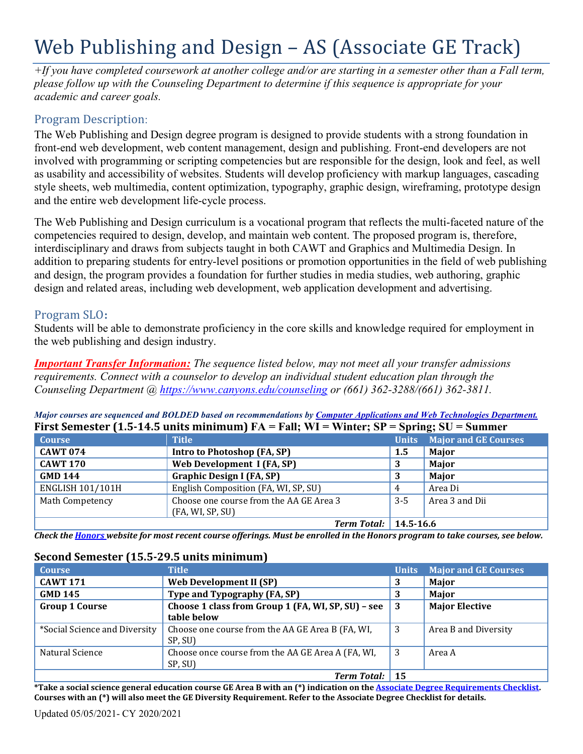# Web Publishing and Design – AS (Associate GE Track)

*+If you have completed coursework at another college and/or are starting in a semester other than a Fall term, please follow up with the Counseling Department to determine if this sequence is appropriate for your academic and career goals.*

## Program Description:

The Web Publishing and Design degree program is designed to provide students with a strong foundation in front-end web development, web content management, design and publishing. Front-end developers are not involved with programming or scripting competencies but are responsible for the design, look and feel, as well as usability and accessibility of websites. Students will develop proficiency with markup languages, cascading style sheets, web multimedia, content optimization, typography, graphic design, wireframing, prototype design and the entire web development life-cycle process.

The Web Publishing and Design curriculum is a vocational program that reflects the multi-faceted nature of the competencies required to design, develop, and maintain web content. The proposed program is, therefore, interdisciplinary and draws from subjects taught in both CAWT and Graphics and Multimedia Design. In addition to preparing students for entry-level positions or promotion opportunities in the field of web publishing and design, the program provides a foundation for further studies in media studies, web authoring, graphic design and related areas, including web development, web application development and advertising.

## Program SLO:

Students will be able to demonstrate proficiency in the core skills and knowledge required for employment in the web publishing and design industry.

***Important Transfer Information:*** *The sequence listed below, may not meet all your transfer admissions requirements. Connect with a counselor to develop an individual student education plan through the Counseling Department @ https://www.canyons.edu/counseling or (661) 362-3288/(661) 362-3811.*

***Major courses are sequenced and BOLDED based on recommendations by Computer Applications and Web Technologies Department.***

### First Semester (1.5-14.5 units minimum) FA = Fall; WI = Winter; SP = Spring; SU = Summer

| Course | Title | Units | Major and GE Courses |
|---|---|---|---|
| **CAWT 074** | **Intro to Photoshop (FA, SP)** | **1.5** | **Major** |
| **CAWT 170** | **Web Development I (FA, SP)** | **3** | **Major** |
| **GMD 144** | **Graphic Design I (FA, SP)** | **3** | **Major** |
| ENGLISH 101/101H | English Composition (FA, WI, SP, SU) | 4 | Area Di |
| Math Competency | Choose one course from the AA GE Area 3 (FA, WI, SP, SU) | 3-5 | Area 3 and Dii |
| | ***Term Total:*** | **14.5-16.6** | |

***Check the Honors website for most recent course offerings. Must be enrolled in the Honors program to take courses, see below.***

### Second Semester (15.5-29.5 units minimum)

| Course | Title | Units | Major and GE Courses |
|---|---|---|---|
| **CAWT 171** | **Web Development II (SP)** | **3** | **Major** |
| **GMD 145** | **Type and Typography (FA, SP)** | **3** | **Major** |
| **Group 1 Course** | **Choose 1 class from Group 1 (FA, WI, SP, SU) – see table below** | **3** | **Major Elective** |
| *Social Science and Diversity | Choose one course from the AA GE Area B (FA, WI, SP, SU) | 3 | Area B and Diversity |
| Natural Science | Choose once course from the AA GE Area A (FA, WI, SP, SU) | 3 | Area A |
| | ***Term Total:*** | **15** | |

**\*Take a social science general education course GE Area B with an (*) indication on the Associate Degree Requirements Checklist. Courses with an (*) will also meet the GE Diversity Requirement. Refer to the Associate Degree Checklist for details.**

Updated 05/05/2021- CY 2020/2021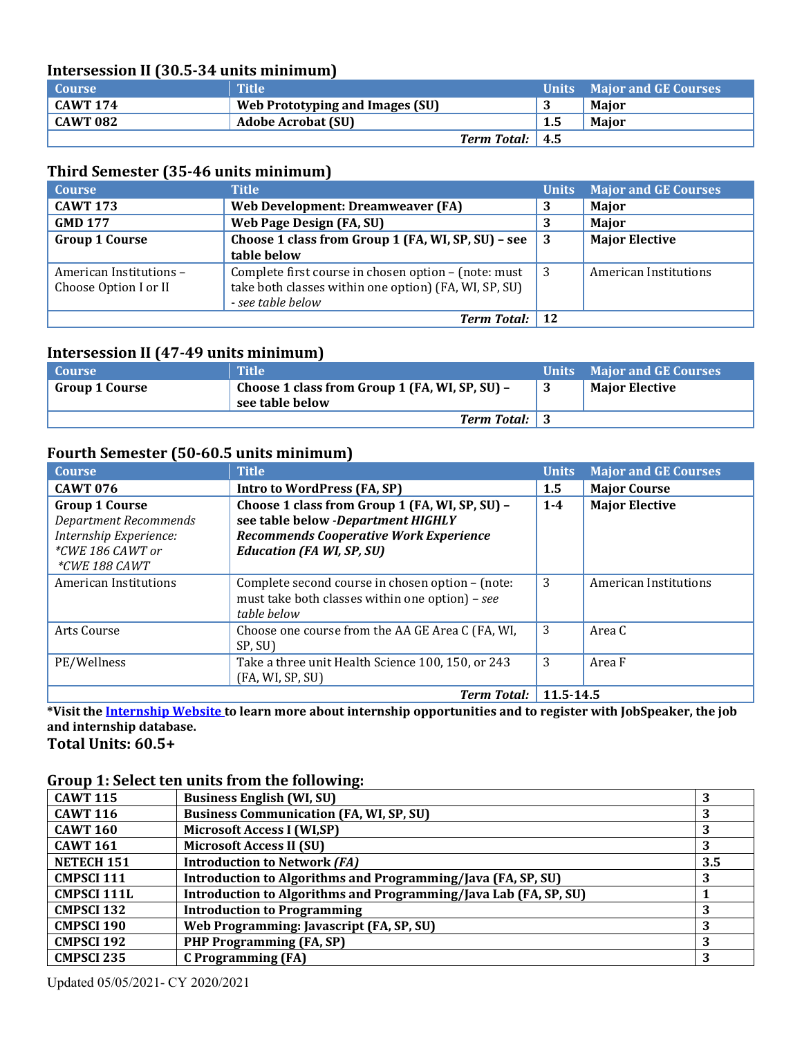### Intersession II (30.5-34 units minimum)

| Course | Title | Units | Major and GE Courses |
|---|---|---|---|
| **CAWT 174** | **Web Prototyping and Images (SU)** | **3** | **Major** |
| **CAWT 082** | **Adobe Acrobat (SU)** | **1.5** | **Major** |
| | ***Term Total:*** | **4.5** | |

### Third Semester (35-46 units minimum)

| Course | Title | Units | Major and GE Courses |
|---|---|---|---|
| **CAWT 173** | **Web Development: Dreamweaver (FA)** | **3** | **Major** |
| **GMD 177** | **Web Page Design (FA, SU)** | **3** | **Major** |
| **Group 1 Course** | **Choose 1 class from Group 1 (FA, WI, SP, SU) – see table below** | **3** | **Major Elective** |
| American Institutions – Choose Option I or II | Complete first course in chosen option – (note: must take both classes within one option) (FA, WI, SP, SU) - *see table below* | 3 | American Institutions |
| | ***Term Total:*** | **12** | |

### Intersession II (47-49 units minimum)

| Course | Title | Units | Major and GE Courses |
|---|---|---|---|
| **Group 1 Course** | **Choose 1 class from Group 1 (FA, WI, SP, SU) – see table below** | **3** | **Major Elective** |
| | ***Term Total:*** | **3** | |

### Fourth Semester (50-60.5 units minimum)

| Course | Title | Units | Major and GE Courses |
|---|---|---|---|
| **CAWT 076** | **Intro to WordPress (FA, SP)** | **1.5** | **Major Course** |
| **Group 1 Course** *Department Recommends Internship Experience: *CWE 186 CAWT or *CWE 188 CAWT* | **Choose 1 class from Group 1 (FA, WI, SP, SU) – see table below -*Department HIGHLY Recommends Cooperative Work Experience Education (FA WI, SP, SU)*** | **1-4** | **Major Elective** |
| American Institutions | Complete second course in chosen option – (note: must take both classes within one option) – *see table below* | 3 | American Institutions |
| Arts Course | Choose one course from the AA GE Area C (FA, WI, SP, SU) | 3 | Area C |
| PE/Wellness | Take a three unit Health Science 100, 150, or 243 (FA, WI, SP, SU) | 3 | Area F |
| | ***Term Total:*** | **11.5-14.5** | |

**\*Visit the Internship Website to learn more about internship opportunities and to register with JobSpeaker, the job and internship database.**

**Total Units: 60.5+**

### Group 1: Select ten units from the following:

| Course | Title | Units |
|---|---|---|
| **CAWT 115** | **Business English (WI, SU)** | **3** |
| **CAWT 116** | **Business Communication (FA, WI, SP, SU)** | **3** |
| **CAWT 160** | **Microsoft Access I (WI,SP)** | **3** |
| **CAWT 161** | **Microsoft Access II (SU)** | **3** |
| **NETECH 151** | **Introduction to Network *(FA)*** | **3.5** |
| **CMPSCI 111** | **Introduction to Algorithms and Programming/Java (FA, SP, SU)** | **3** |
| **CMPSCI 111L** | **Introduction to Algorithms and Programming/Java Lab (FA, SP, SU)** | **1** |
| **CMPSCI 132** | **Introduction to Programming** | **3** |
| **CMPSCI 190** | **Web Programming: Javascript (FA, SP, SU)** | **3** |
| **CMPSCI 192** | **PHP Programming (FA, SP)** | **3** |
| **CMPSCI 235** | **C Programming (FA)** | **3** |

Updated 05/05/2021- CY 2020/2021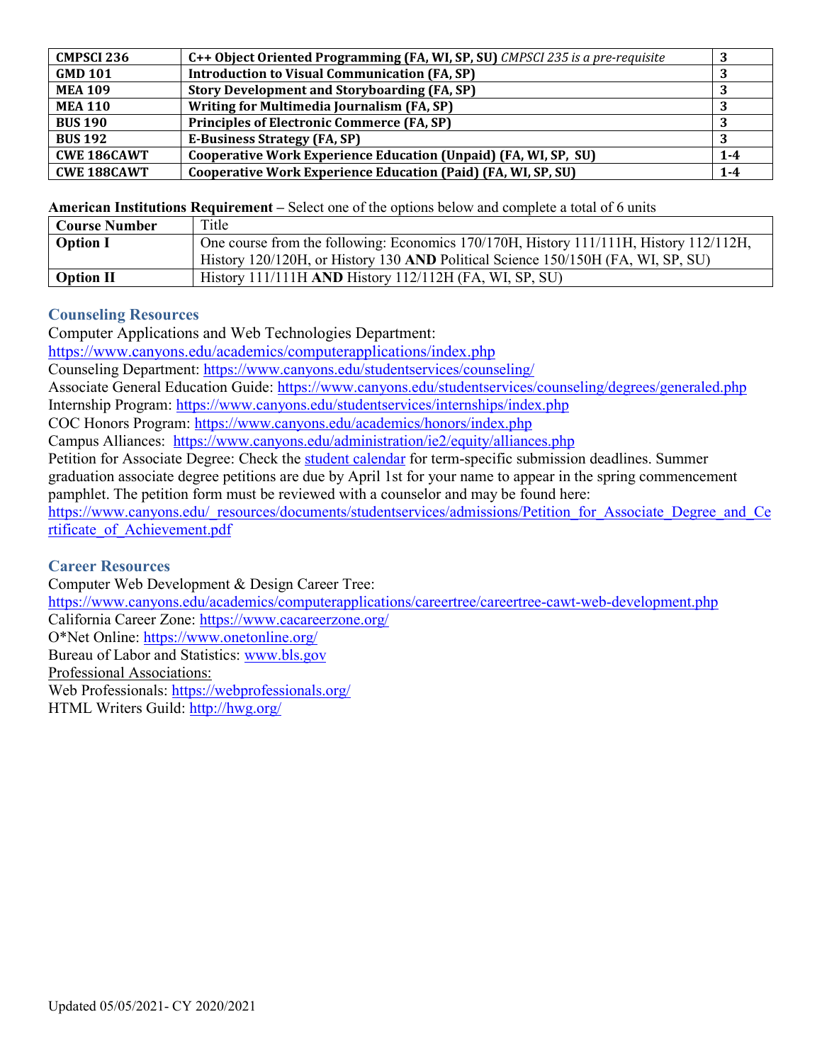| | | |
|---|---|---|
| **CMPSCI 236** | **C++ Object Oriented Programming (FA, WI, SP, SU)** *CMPSCI 235 is a pre-requisite* | **3** |
| **GMD 101** | **Introduction to Visual Communication (FA, SP)** | **3** |
| **MEA 109** | **Story Development and Storyboarding (FA, SP)** | **3** |
| **MEA 110** | **Writing for Multimedia Journalism (FA, SP)** | **3** |
| **BUS 190** | **Principles of Electronic Commerce (FA, SP)** | **3** |
| **BUS 192** | **E-Business Strategy (FA, SP)** | **3** |
| **CWE 186CAWT** | **Cooperative Work Experience Education (Unpaid) (FA, WI, SP, SU)** | **1-4** |
| **CWE 188CAWT** | **Cooperative Work Experience Education (Paid) (FA, WI, SP, SU)** | **1-4** |

**American Institutions Requirement –** Select one of the options below and complete a total of 6 units

| **Course Number** | Title |
|---|---|
| **Option I** | One course from the following: Economics 170/170H, History 111/111H, History 112/112H, History 120/120H, or History 130 **AND** Political Science 150/150H (FA, WI, SP, SU) |
| **Option II** | History 111/111H **AND** History 112/112H (FA, WI, SP, SU) |

### Counseling Resources

Computer Applications and Web Technologies Department:
https://www.canyons.edu/academics/computerapplications/index.php
Counseling Department: https://www.canyons.edu/studentservices/counseling/
Associate General Education Guide: https://www.canyons.edu/studentservices/counseling/degrees/generaled.php
Internship Program: https://www.canyons.edu/studentservices/internships/index.php
COC Honors Program: https://www.canyons.edu/academics/honors/index.php
Campus Alliances: https://www.canyons.edu/administration/ie2/equity/alliances.php
Petition for Associate Degree: Check the student calendar for term-specific submission deadlines. Summer graduation associate degree petitions are due by April 1st for your name to appear in the spring commencement pamphlet. The petition form must be reviewed with a counselor and may be found here:
https://www.canyons.edu/_resources/documents/studentservices/admissions/Petition_for_Associate_Degree_and_Certificate_of_Achievement.pdf

### Career Resources

Computer Web Development & Design Career Tree:
https://www.canyons.edu/academics/computerapplications/careertree/careertree-cawt-web-development.php
California Career Zone: https://www.cacareerzone.org/
O*Net Online: https://www.onetonline.org/
Bureau of Labor and Statistics: www.bls.gov
Professional Associations:
Web Professionals: https://webprofessionals.org/
HTML Writers Guild: http://hwg.org/

Updated 05/05/2021- CY 2020/2021